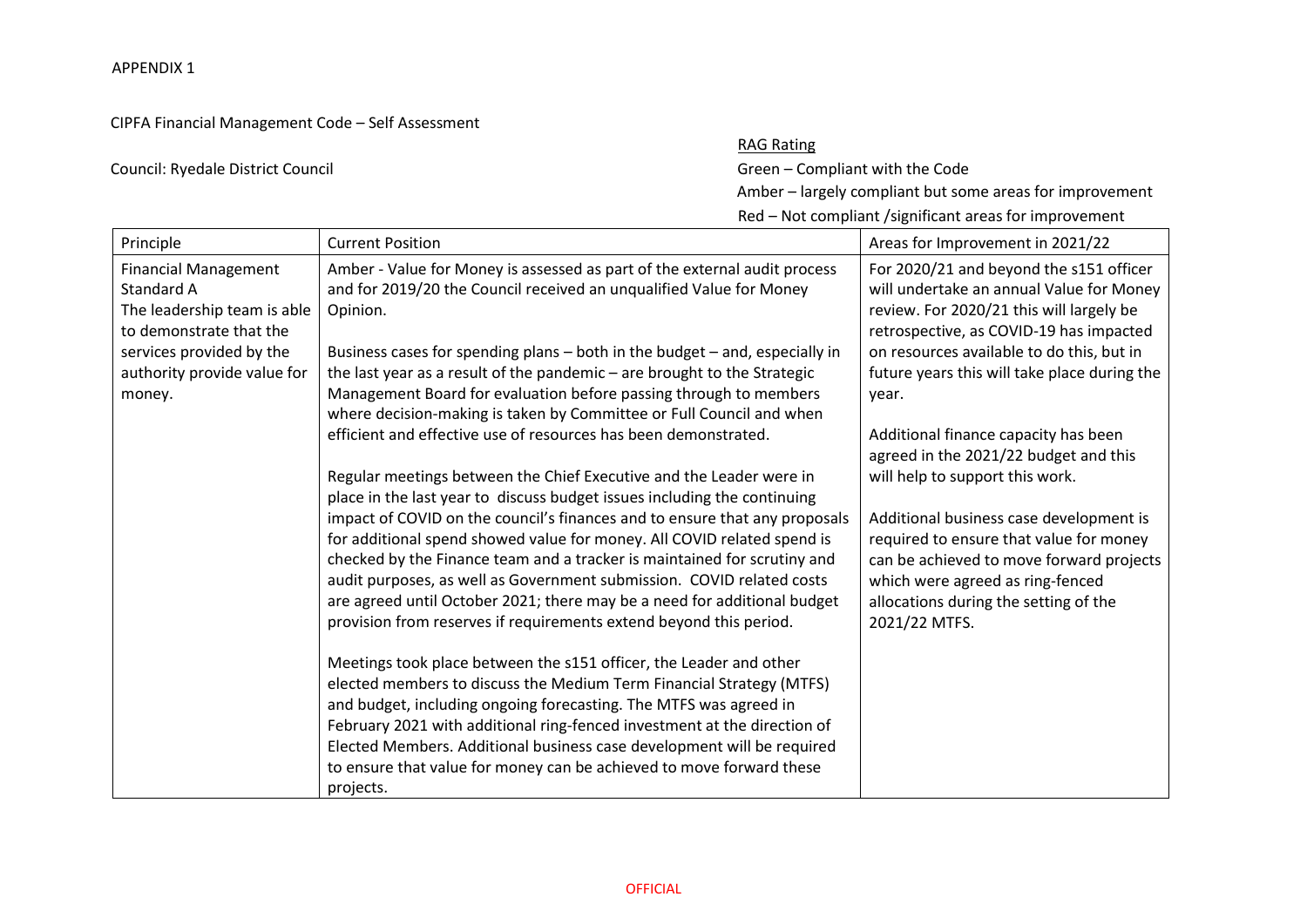APPENDIX 1

CIPFA Financial Management Code – Self Assessment

Council: Ryedale District Council

RAG Rating

Green – Compliant with the Code

Amber – largely compliant but some areas for improvement

Red – Not compliant /significant areas for improvement

| Principle | Current Position | Areas for Improvement in 2021/22 |
|---|---|---|
| Financial Management Standard A<br>The leadership team is able to demonstrate that the services provided by the authority provide value for money. | Amber - Value for Money is assessed as part of the external audit process and for 2019/20 the Council received an unqualified Value for Money Opinion.<br><br>Business cases for spending plans – both in the budget – and, especially in the last year as a result of the pandemic – are brought to the Strategic Management Board for evaluation before passing through to members where decision-making is taken by Committee or Full Council and when efficient and effective use of resources has been demonstrated.<br><br>Regular meetings between the Chief Executive and the Leader were in place in the last year to discuss budget issues including the continuing impact of COVID on the council's finances and to ensure that any proposals for additional spend showed value for money. All COVID related spend is checked by the Finance team and a tracker is maintained for scrutiny and audit purposes, as well as Government submission. COVID related costs are agreed until October 2021; there may be a need for additional budget provision from reserves if requirements extend beyond this period.<br><br>Meetings took place between the s151 officer, the Leader and other elected members to discuss the Medium Term Financial Strategy (MTFS) and budget, including ongoing forecasting. The MTFS was agreed in February 2021 with additional ring-fenced investment at the direction of Elected Members. Additional business case development will be required to ensure that value for money can be achieved to move forward these projects. | For 2020/21 and beyond the s151 officer will undertake an annual Value for Money review. For 2020/21 this will largely be retrospective, as COVID-19 has impacted on resources available to do this, but in future years this will take place during the year.<br><br>Additional finance capacity has been agreed in the 2021/22 budget and this will help to support this work.<br><br>Additional business case development is required to ensure that value for money can be achieved to move forward projects which were agreed as ring-fenced allocations during the setting of the 2021/22 MTFS. |

OFFICIAL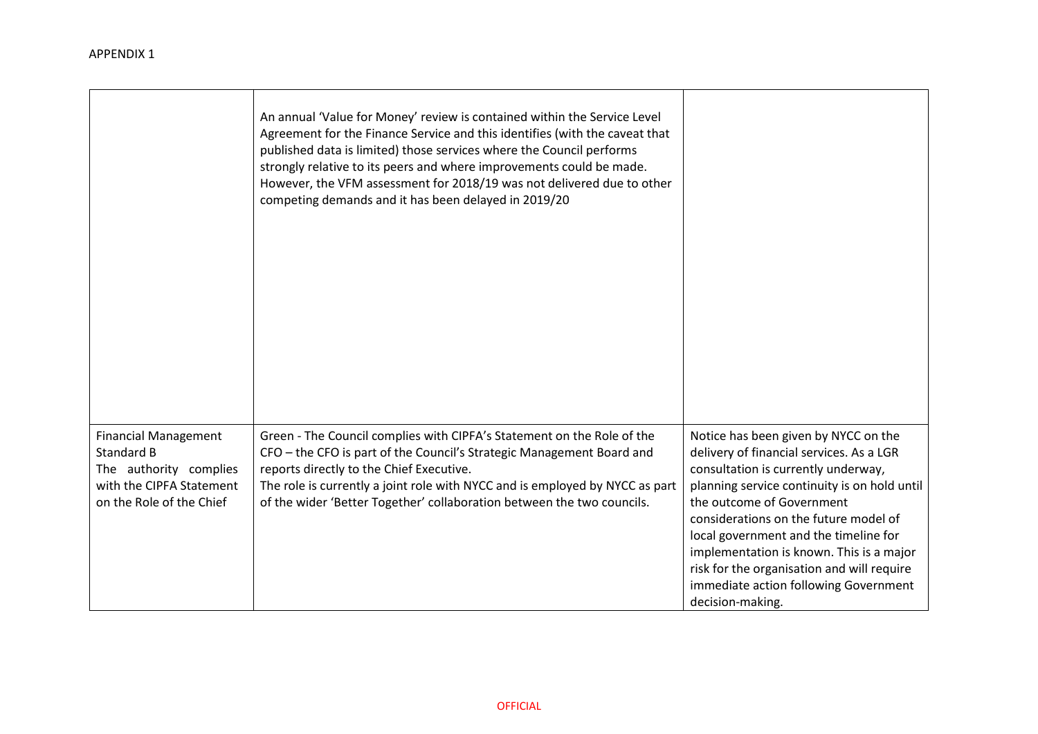APPENDIX 1

| | | |
|---|---|---|
| | An annual 'Value for Money' review is contained within the Service Level Agreement for the Finance Service and this identifies (with the caveat that published data is limited) those services where the Council performs strongly relative to its peers and where improvements could be made. However, the VFM assessment for 2018/19 was not delivered due to other competing demands and it has been delayed in 2019/20 | |
| Financial Management Standard B<br>The authority complies with the CIPFA Statement on the Role of the Chief | Green - The Council complies with CIPFA's Statement on the Role of the CFO – the CFO is part of the Council's Strategic Management Board and reports directly to the Chief Executive.<br>The role is currently a joint role with NYCC and is employed by NYCC as part of the wider 'Better Together' collaboration between the two councils. | Notice has been given by NYCC on the delivery of financial services. As a LGR consultation is currently underway, planning service continuity is on hold until the outcome of Government considerations on the future model of local government and the timeline for implementation is known. This is a major risk for the organisation and will require immediate action following Government decision-making. |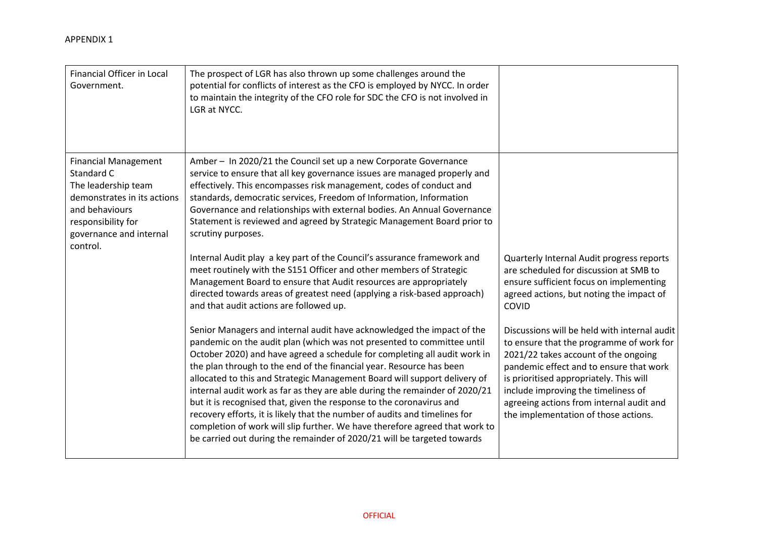APPENDIX 1

| | | |
|---|---|---|
| Financial Officer in Local Government. | The prospect of LGR has also thrown up some challenges around the potential for conflicts of interest as the CFO is employed by NYCC. In order to maintain the integrity of the CFO role for SDC the CFO is not involved in LGR at NYCC. | |
| Financial Management Standard C<br>The leadership team demonstrates in its actions and behaviours responsibility for governance and internal control. | Amber – In 2020/21 the Council set up a new Corporate Governance service to ensure that all key governance issues are managed properly and effectively. This encompasses risk management, codes of conduct and standards, democratic services, Freedom of Information, Information Governance and relationships with external bodies. An Annual Governance Statement is reviewed and agreed by Strategic Management Board prior to scrutiny purposes.<br><br>Internal Audit play a key part of the Council's assurance framework and meet routinely with the S151 Officer and other members of Strategic Management Board to ensure that Audit resources are appropriately directed towards areas of greatest need (applying a risk-based approach) and that audit actions are followed up.<br><br>Senior Managers and internal audit have acknowledged the impact of the pandemic on the audit plan (which was not presented to committee until October 2020) and have agreed a schedule for completing all audit work in the plan through to the end of the financial year. Resource has been allocated to this and Strategic Management Board will support delivery of internal audit work as far as they are able during the remainder of 2020/21 but it is recognised that, given the response to the coronavirus and recovery efforts, it is likely that the number of audits and timelines for completion of work will slip further. We have therefore agreed that work to be carried out during the remainder of 2020/21 will be targeted towards | Quarterly Internal Audit progress reports are scheduled for discussion at SMB to ensure sufficient focus on implementing agreed actions, but noting the impact of COVID<br><br>Discussions will be held with internal audit to ensure that the programme of work for 2021/22 takes account of the ongoing pandemic effect and to ensure that work is prioritised appropriately. This will include improving the timeliness of agreeing actions from internal audit and the implementation of those actions. |

OFFICIAL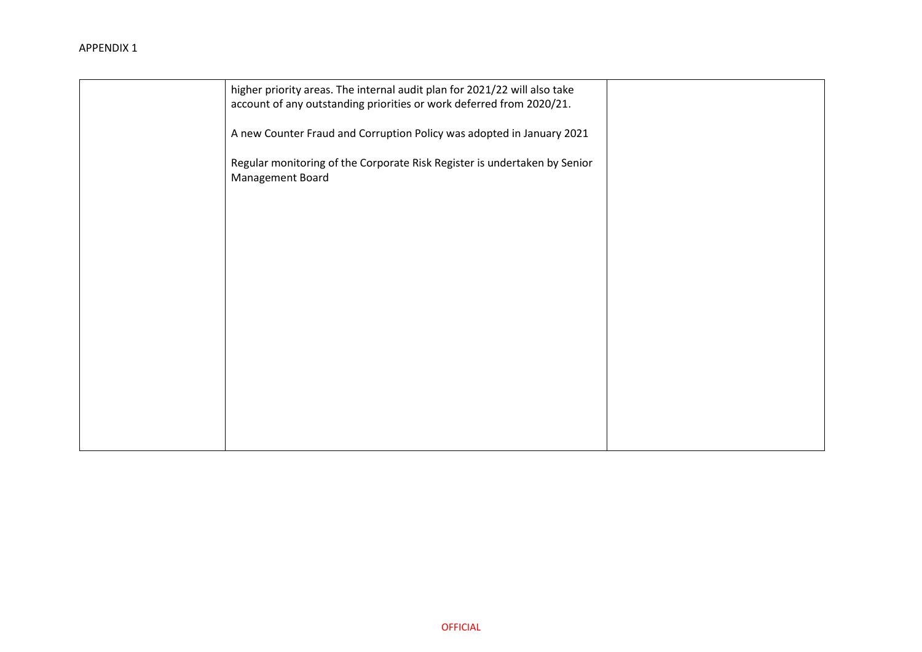| | | |
|---|---|---|
| | higher priority areas. The internal audit plan for 2021/22 will also take account of any outstanding priorities or work deferred from 2020/21.<br><br>A new Counter Fraud and Corruption Policy was adopted in January 2021<br><br>Regular monitoring of the Corporate Risk Register is undertaken by Senior Management Board | |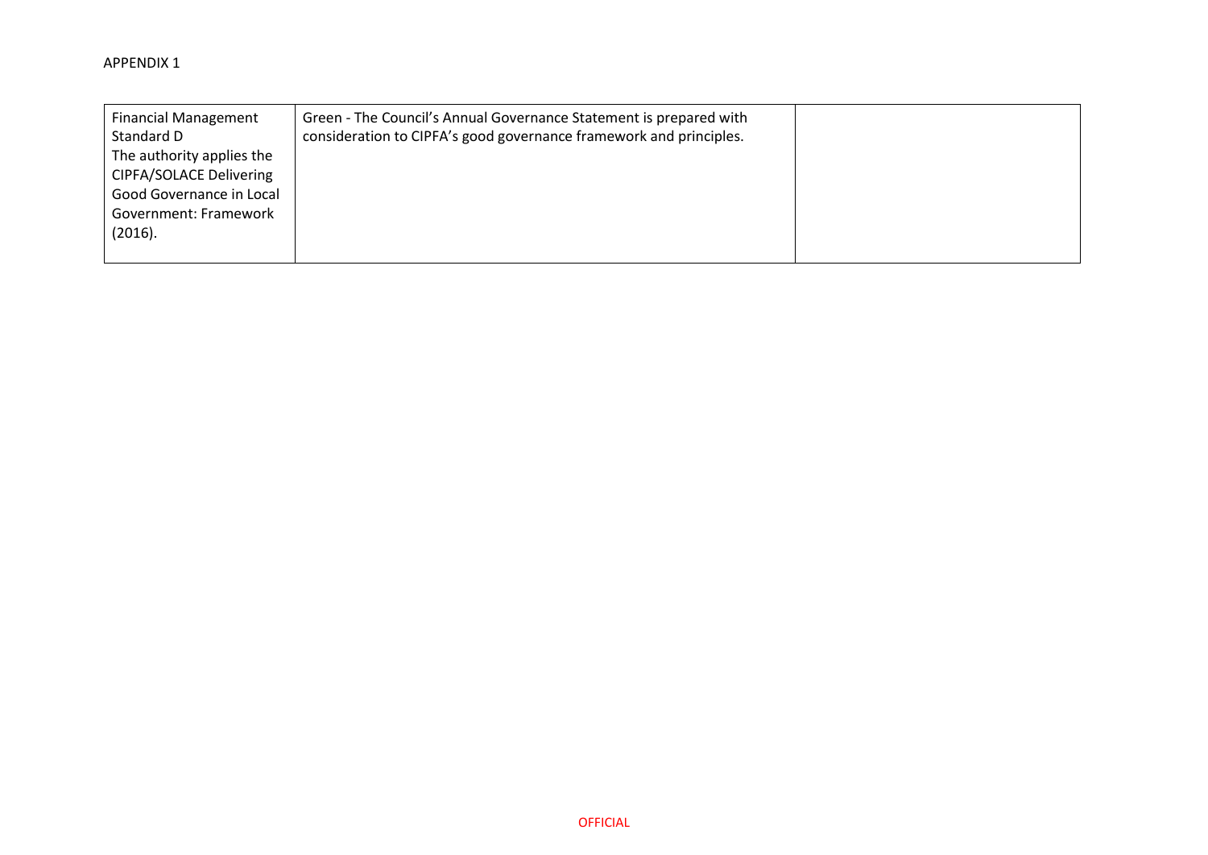APPENDIX 1

| | | |
|---|---|---|
| Financial Management Standard D The authority applies the CIPFA/SOLACE Delivering Good Governance in Local Government: Framework (2016). | Green - The Council's Annual Governance Statement is prepared with consideration to CIPFA's good governance framework and principles. | |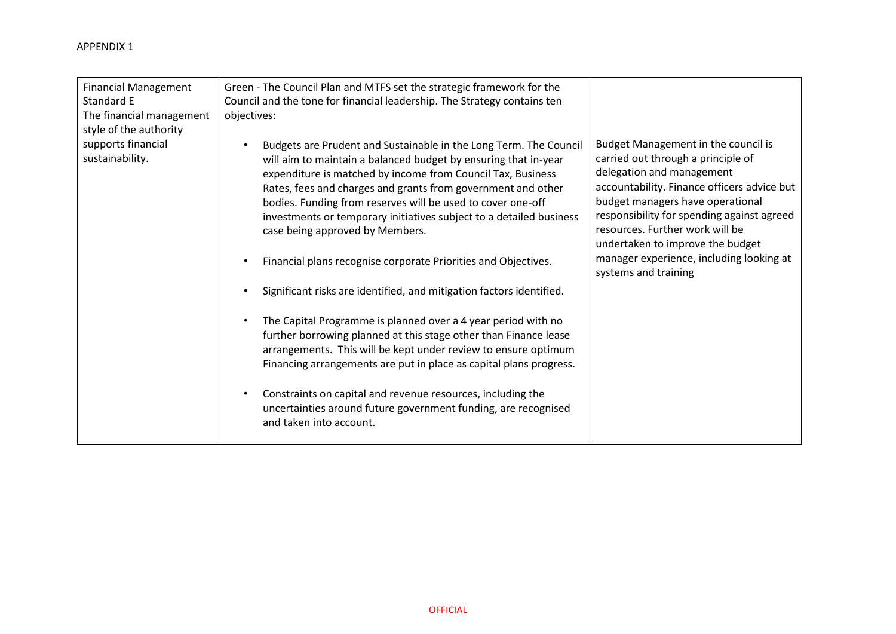APPENDIX 1

| | | |
|---|---|---|
| Financial Management Standard E<br>The financial management style of the authority supports financial sustainability. | Green - The Council Plan and MTFS set the strategic framework for the Council and the tone for financial leadership. The Strategy contains ten objectives:<br><br>• Budgets are Prudent and Sustainable in the Long Term. The Council will aim to maintain a balanced budget by ensuring that in-year expenditure is matched by income from Council Tax, Business Rates, fees and charges and grants from government and other bodies. Funding from reserves will be used to cover one-off investments or temporary initiatives subject to a detailed business case being approved by Members.<br><br>• Financial plans recognise corporate Priorities and Objectives.<br><br>• Significant risks are identified, and mitigation factors identified.<br><br>• The Capital Programme is planned over a 4 year period with no further borrowing planned at this stage other than Finance lease arrangements. This will be kept under review to ensure optimum Financing arrangements are put in place as capital plans progress.<br><br>• Constraints on capital and revenue resources, including the uncertainties around future government funding, are recognised and taken into account. | Budget Management in the council is carried out through a principle of delegation and management accountability. Finance officers advice but budget managers have operational responsibility for spending against agreed resources. Further work will be undertaken to improve the budget manager experience, including looking at systems and training |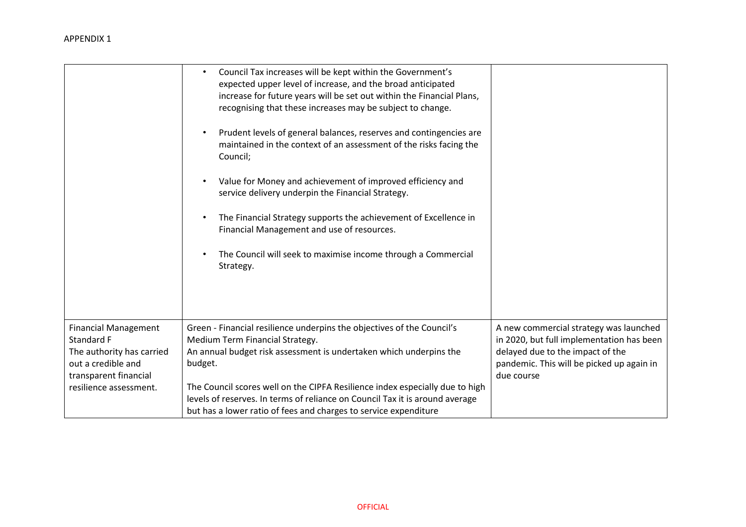APPENDIX 1

| | | |
|---|---|---|
| | • Council Tax increases will be kept within the Government's expected upper level of increase, and the broad anticipated increase for future years will be set out within the Financial Plans, recognising that these increases may be subject to change.<br><br>• Prudent levels of general balances, reserves and contingencies are maintained in the context of an assessment of the risks facing the Council;<br><br>• Value for Money and achievement of improved efficiency and service delivery underpin the Financial Strategy.<br><br>• The Financial Strategy supports the achievement of Excellence in Financial Management and use of resources.<br><br>• The Council will seek to maximise income through a Commercial Strategy. | |
| Financial Management Standard F<br>The authority has carried out a credible and transparent financial resilience assessment. | Green - Financial resilience underpins the objectives of the Council's Medium Term Financial Strategy.<br>An annual budget risk assessment is undertaken which underpins the budget.<br><br>The Council scores well on the CIPFA Resilience index especially due to high levels of reserves. In terms of reliance on Council Tax it is around average but has a lower ratio of fees and charges to service expenditure | A new commercial strategy was launched in 2020, but full implementation has been delayed due to the impact of the pandemic. This will be picked up again in due course |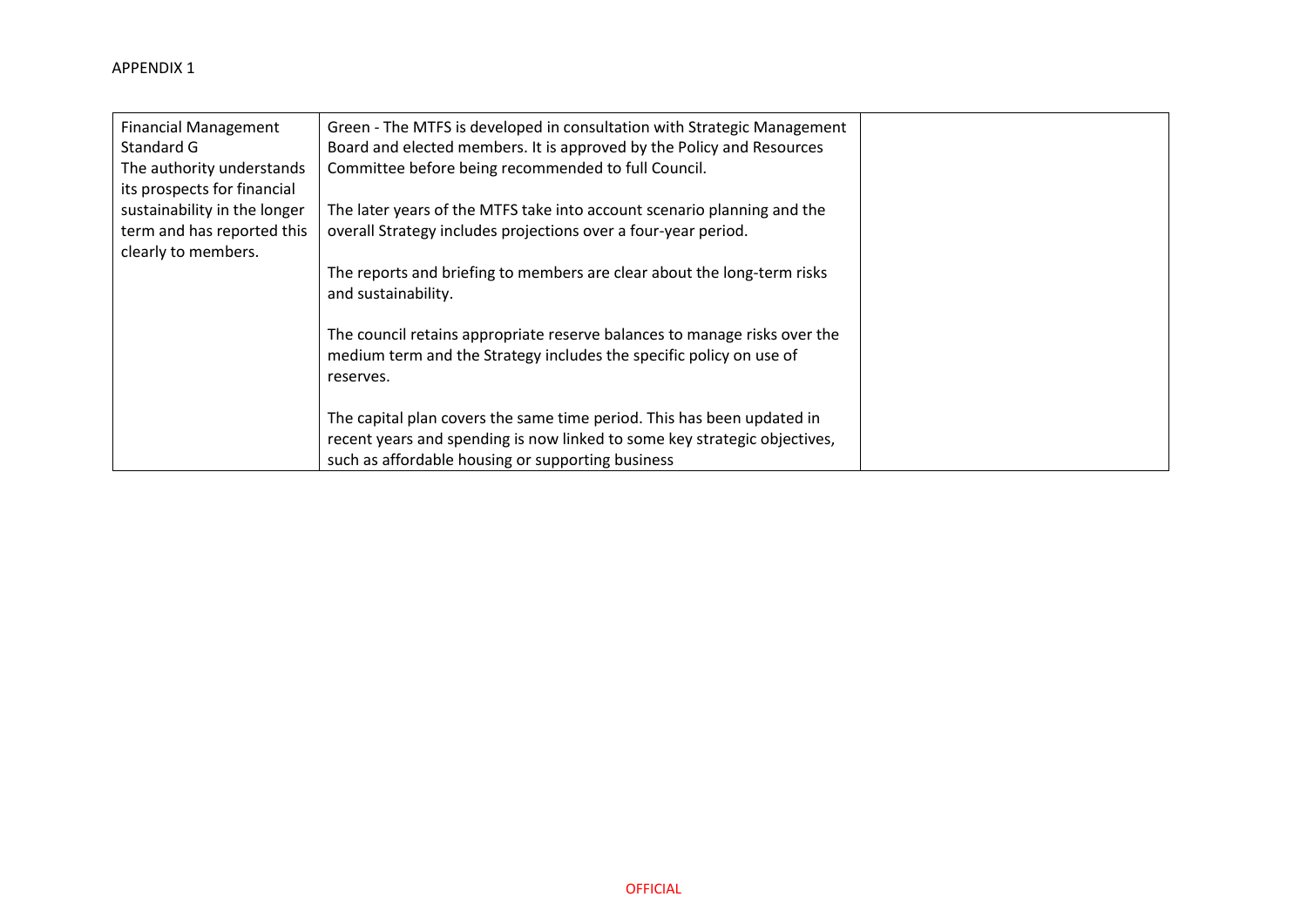APPENDIX 1

| | | |
|---|---|---|
| Financial Management Standard G<br>The authority understands its prospects for financial sustainability in the longer term and has reported this clearly to members. | Green - The MTFS is developed in consultation with Strategic Management Board and elected members. It is approved by the Policy and Resources Committee before being recommended to full Council.<br><br>The later years of the MTFS take into account scenario planning and the overall Strategy includes projections over a four-year period.<br><br>The reports and briefing to members are clear about the long-term risks and sustainability.<br><br>The council retains appropriate reserve balances to manage risks over the medium term and the Strategy includes the specific policy on use of reserves.<br><br>The capital plan covers the same time period. This has been updated in recent years and spending is now linked to some key strategic objectives, such as affordable housing or supporting business | |

OFFICIAL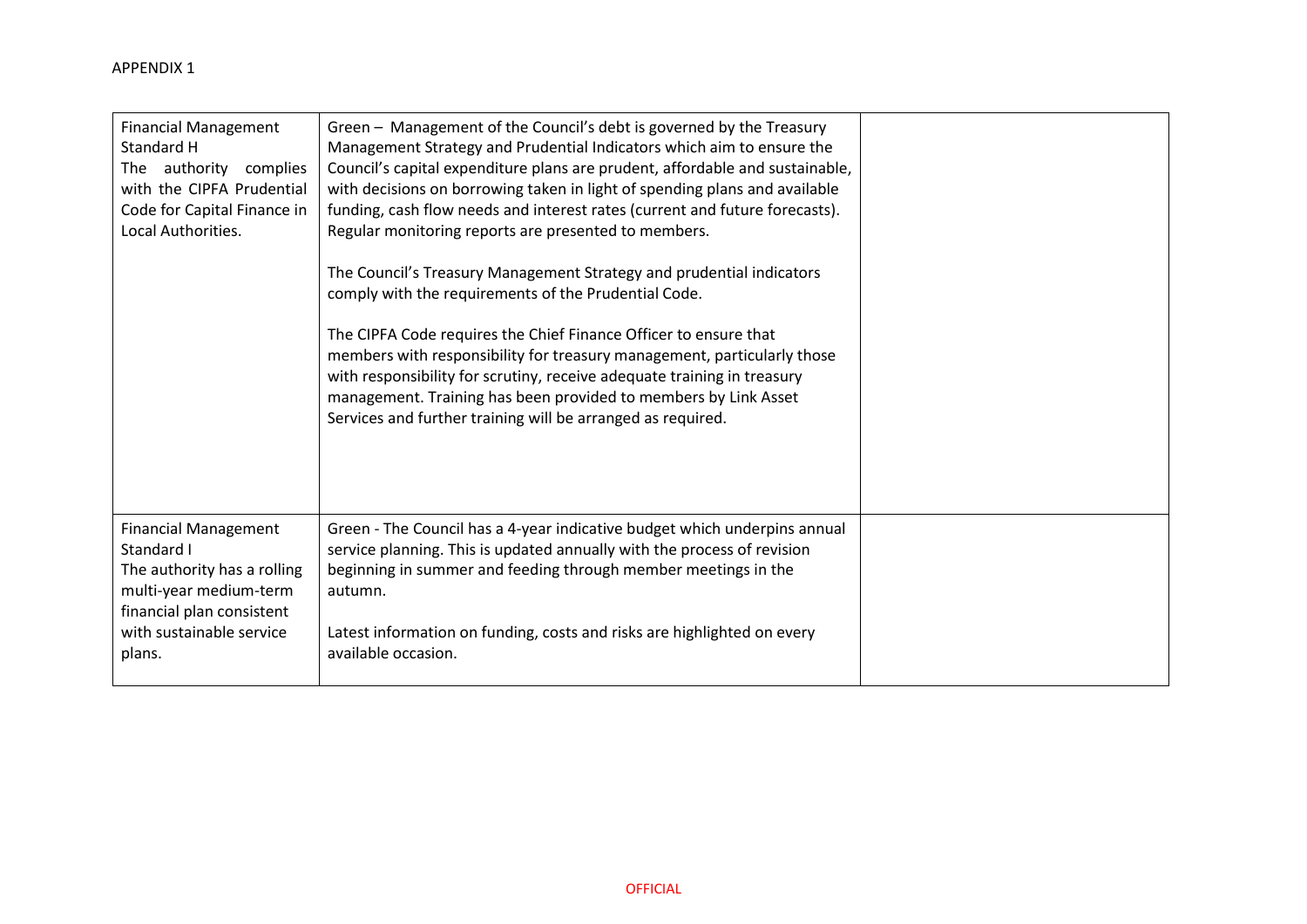APPENDIX 1

| | | |
|---|---|---|
| Financial Management Standard H<br>The authority complies with the CIPFA Prudential Code for Capital Finance in Local Authorities. | Green – Management of the Council's debt is governed by the Treasury Management Strategy and Prudential Indicators which aim to ensure the Council's capital expenditure plans are prudent, affordable and sustainable, with decisions on borrowing taken in light of spending plans and available funding, cash flow needs and interest rates (current and future forecasts). Regular monitoring reports are presented to members.<br><br>The Council's Treasury Management Strategy and prudential indicators comply with the requirements of the Prudential Code.<br><br>The CIPFA Code requires the Chief Finance Officer to ensure that members with responsibility for treasury management, particularly those with responsibility for scrutiny, receive adequate training in treasury management. Training has been provided to members by Link Asset Services and further training will be arranged as required. | |
| Financial Management Standard I<br>The authority has a rolling multi-year medium-term financial plan consistent with sustainable service plans. | Green - The Council has a 4-year indicative budget which underpins annual service planning. This is updated annually with the process of revision beginning in summer and feeding through member meetings in the autumn.<br><br>Latest information on funding, costs and risks are highlighted on every available occasion. | |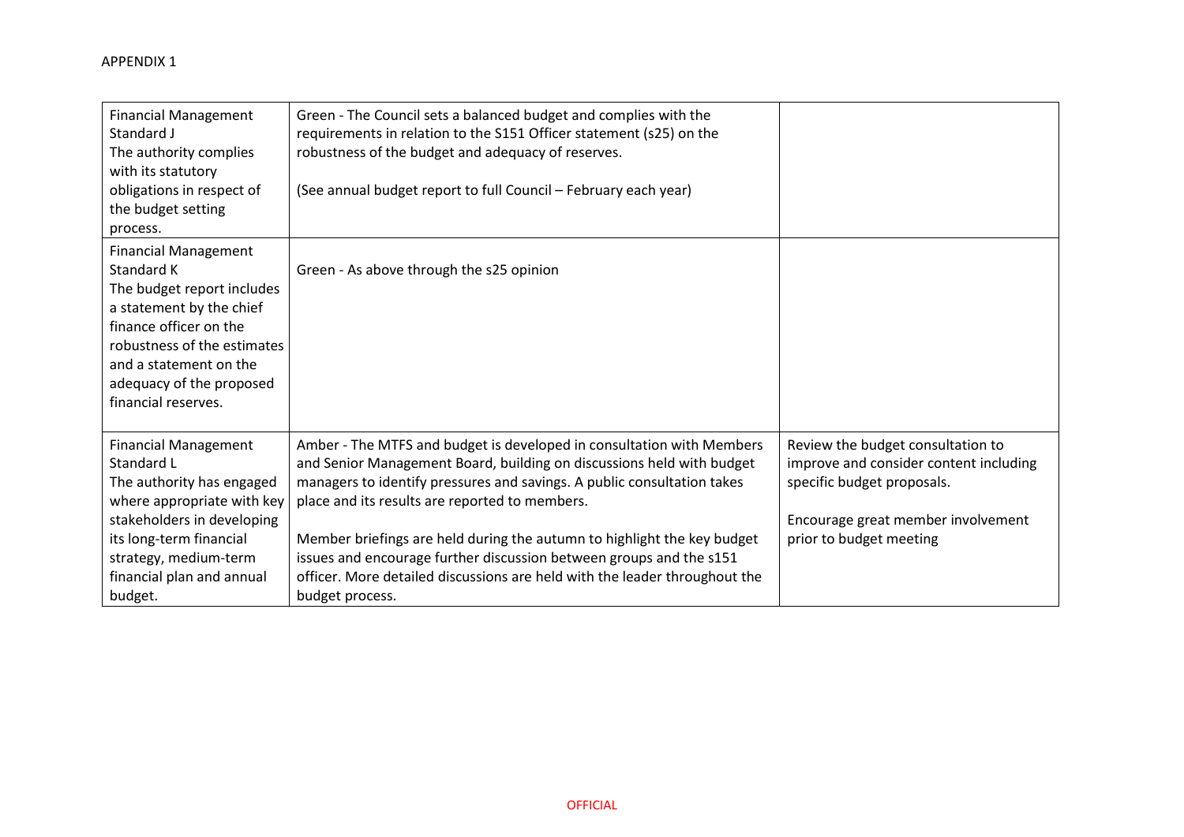APPENDIX 1

| Financial Management Standard J The authority complies with its statutory obligations in respect of the budget setting process. | Green - The Council sets a balanced budget and complies with the requirements in relation to the S151 Officer statement (s25) on the robustness of the budget and adequacy of reserves.<br><br>(See annual budget report to full Council – February each year) | |
|---|---|---|
| Financial Management Standard K The budget report includes a statement by the chief finance officer on the robustness of the estimates and a statement on the adequacy of the proposed financial reserves. | Green - As above through the s25 opinion | |
| Financial Management Standard L The authority has engaged where appropriate with key stakeholders in developing its long-term financial strategy, medium-term financial plan and annual budget. | Amber - The MTFS and budget is developed in consultation with Members and Senior Management Board, building on discussions held with budget managers to identify pressures and savings. A public consultation takes place and its results are reported to members.<br><br>Member briefings are held during the autumn to highlight the key budget issues and encourage further discussion between groups and the s151 officer. More detailed discussions are held with the leader throughout the budget process. | Review the budget consultation to improve and consider content including specific budget proposals.<br><br>Encourage great member involvement prior to budget meeting |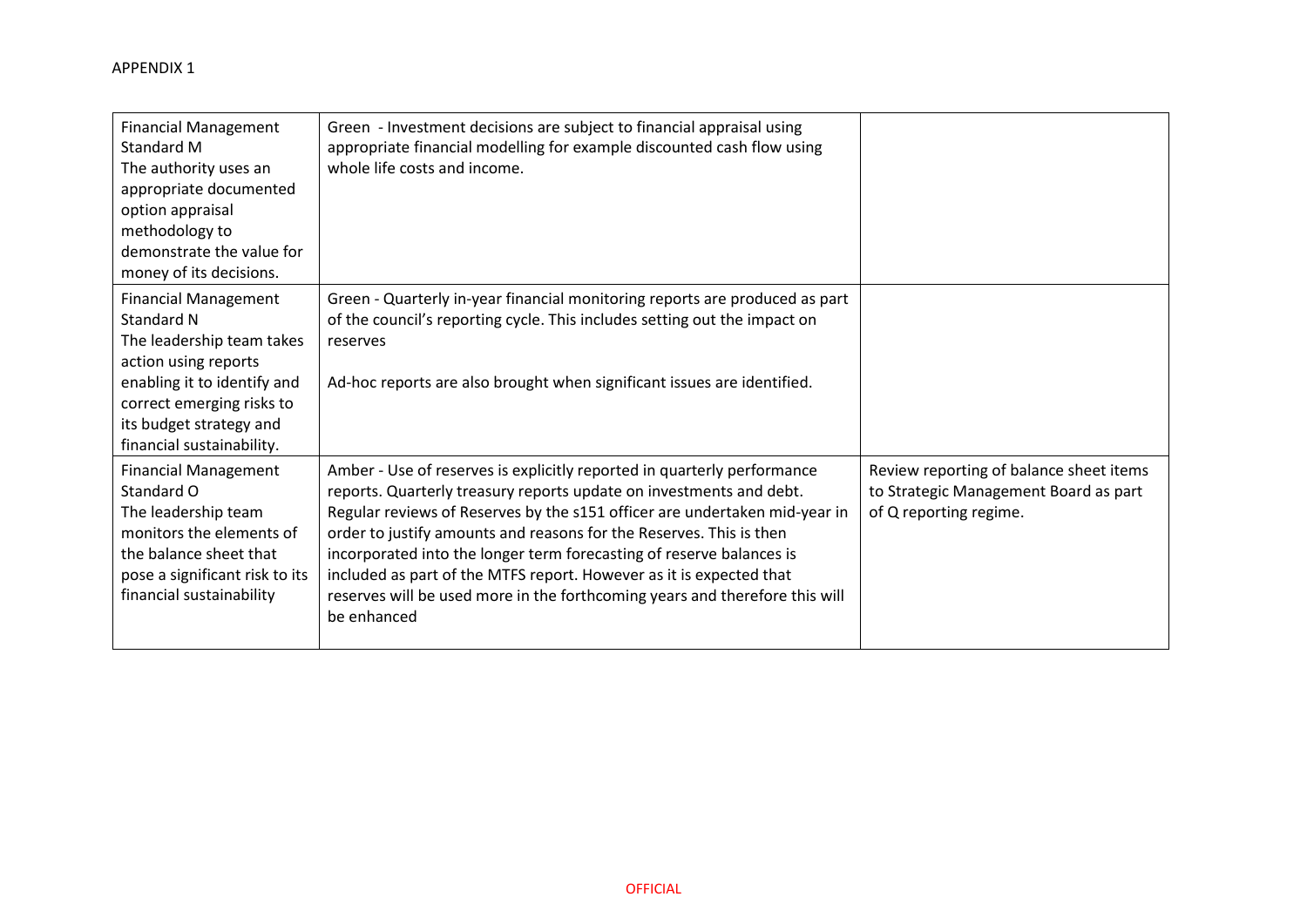APPENDIX 1

| | | |
|---|---|---|
| Financial Management Standard M<br>The authority uses an appropriate documented option appraisal methodology to demonstrate the value for money of its decisions. | Green - Investment decisions are subject to financial appraisal using appropriate financial modelling for example discounted cash flow using whole life costs and income. | |
| Financial Management Standard N<br>The leadership team takes action using reports enabling it to identify and correct emerging risks to its budget strategy and financial sustainability. | Green - Quarterly in-year financial monitoring reports are produced as part of the council's reporting cycle. This includes setting out the impact on reserves<br><br>Ad-hoc reports are also brought when significant issues are identified. | |
| Financial Management Standard O<br>The leadership team monitors the elements of the balance sheet that pose a significant risk to its financial sustainability | Amber - Use of reserves is explicitly reported in quarterly performance reports. Quarterly treasury reports update on investments and debt. Regular reviews of Reserves by the s151 officer are undertaken mid-year in order to justify amounts and reasons for the Reserves. This is then incorporated into the longer term forecasting of reserve balances is included as part of the MTFS report. However as it is expected that reserves will be used more in the forthcoming years and therefore this will be enhanced | Review reporting of balance sheet items to Strategic Management Board as part of Q reporting regime. |

OFFICIAL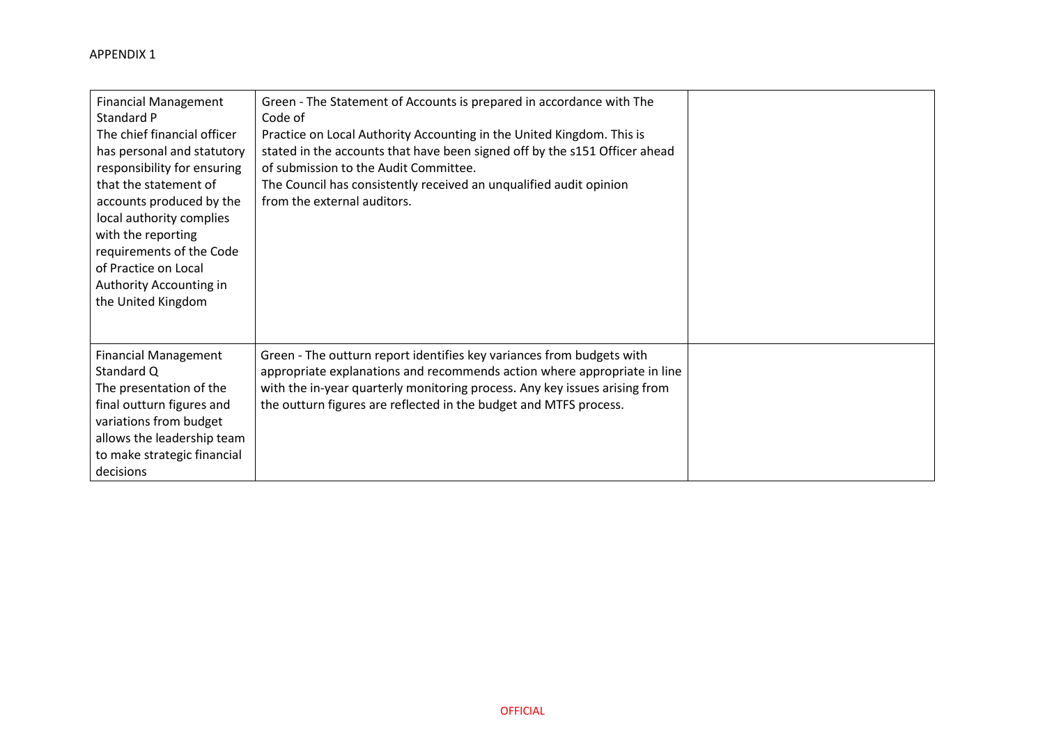APPENDIX 1

| | | |
|---|---|---|
| Financial Management Standard P<br>The chief financial officer has personal and statutory responsibility for ensuring that the statement of accounts produced by the local authority complies with the reporting requirements of the Code of Practice on Local Authority Accounting in the United Kingdom | Green - The Statement of Accounts is prepared in accordance with The Code of Practice on Local Authority Accounting in the United Kingdom. This is stated in the accounts that have been signed off by the s151 Officer ahead of submission to the Audit Committee.<br>The Council has consistently received an unqualified audit opinion from the external auditors. | |
| Financial Management Standard Q<br>The presentation of the final outturn figures and variations from budget allows the leadership team to make strategic financial decisions | Green - The outturn report identifies key variances from budgets with appropriate explanations and recommends action where appropriate in line with the in-year quarterly monitoring process. Any key issues arising from the outturn figures are reflected in the budget and MTFS process. | |

OFFICIAL